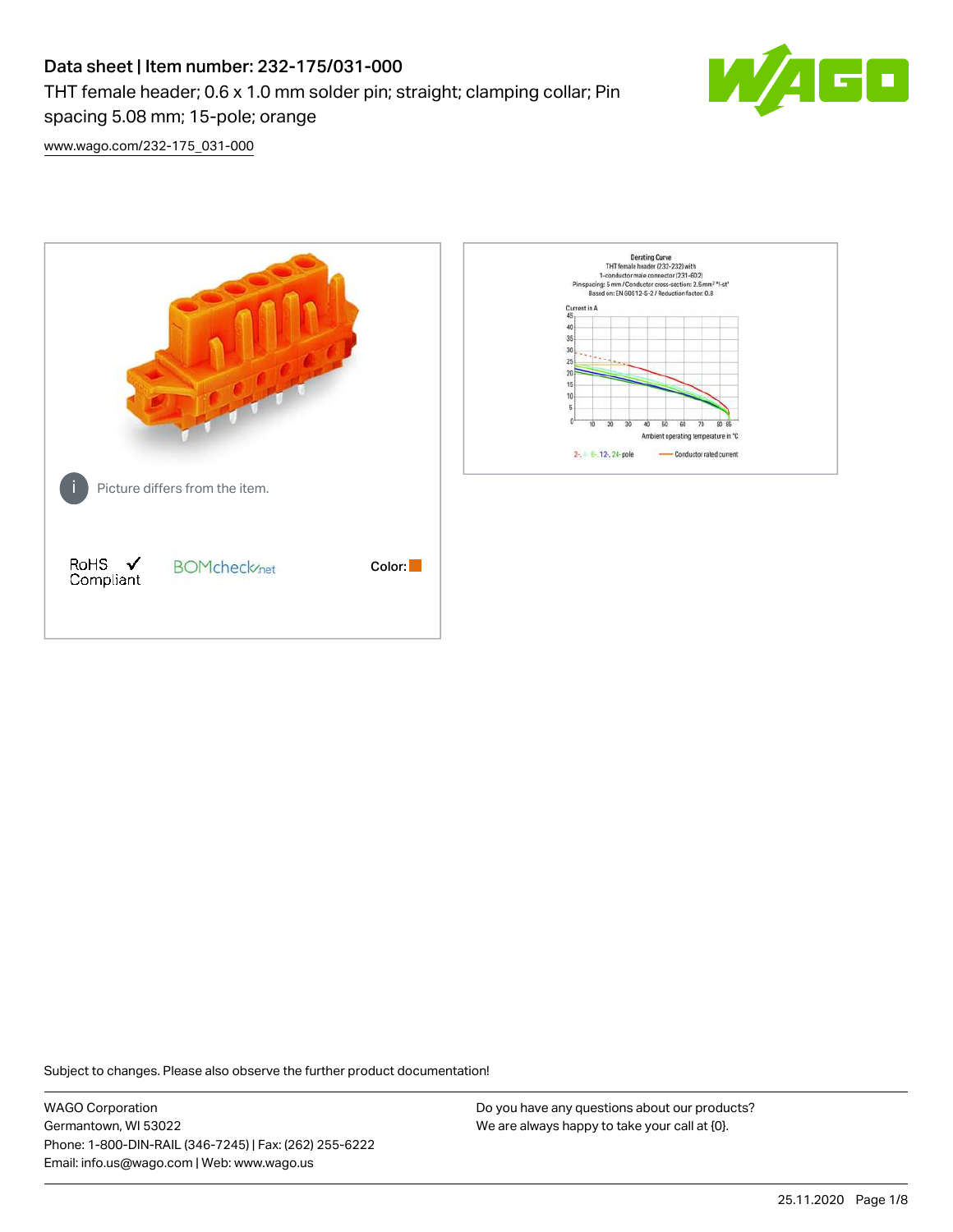# Data sheet | Item number: 232-175/031-000

THT female header; 0.6 x 1.0 mm solder pin; straight; clamping collar; Pin spacing 5.08 mm; 15-pole; orange

[www.wago.com/232-175_031-000](www.wago.com/232-175_031-000)

Picture differs from the item.

RoHS ✓ Compliant

BOMcheck.net

Color:

Subject to changes. Please also observe the further product documentation!

WAGO Corporation
Germantown, WI 53022
Phone: 1-800-DIN-RAIL (346-7245) | Fax: (262) 255-6222
Email: info.us@wago.com | Web: www.wago.us

Do you have any questions about our products?
We are always happy to take your call at {0}.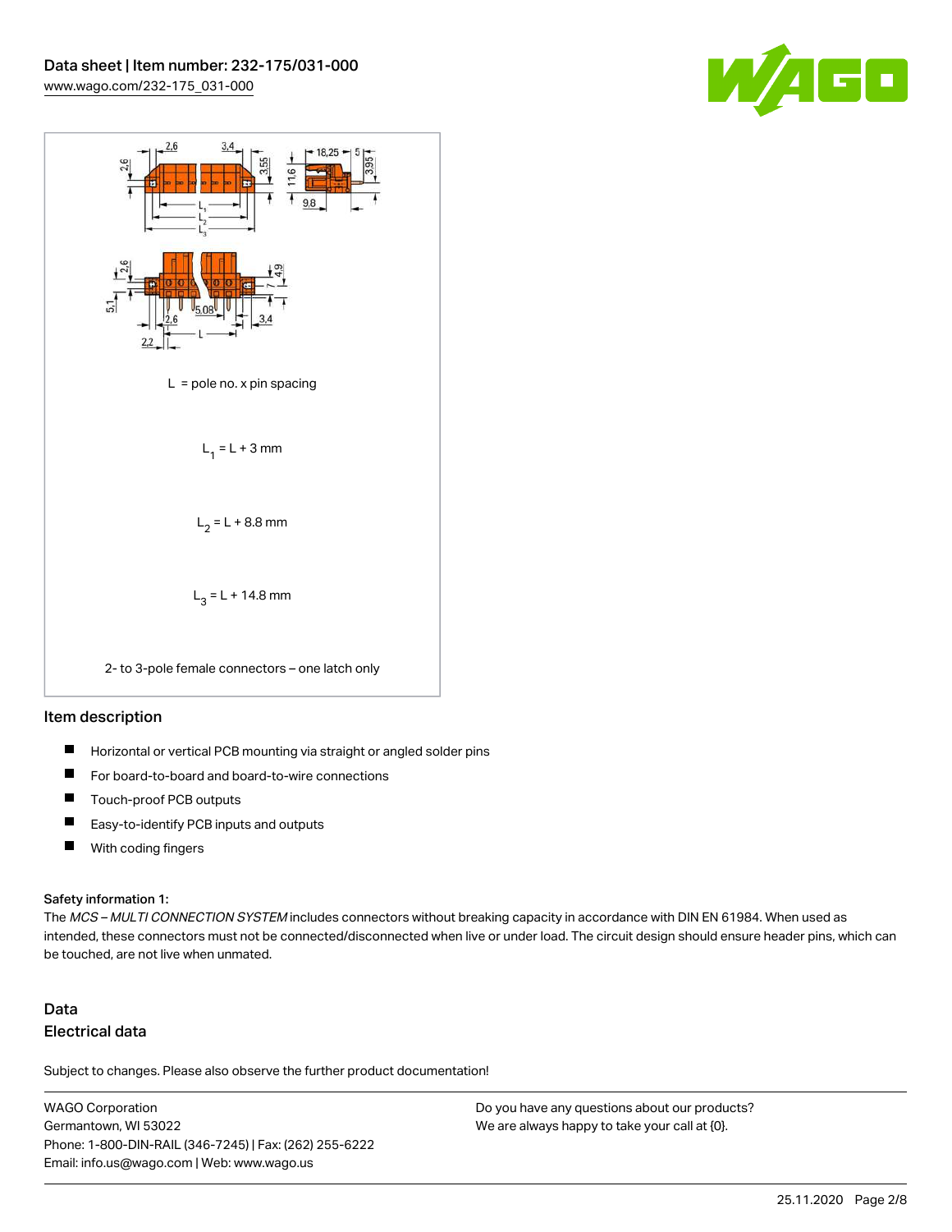L = pole no. x pin spacing

$L_1 = L + 3$ mm

$L_2 = L + 8.8$ mm

$L_3 = L + 14.8$ mm

2- to 3-pole female connectors – one latch only

## Item description

- Horizontal or vertical PCB mounting via straight or angled solder pins
- For board-to-board and board-to-wire connections
- Touch-proof PCB outputs
- Easy-to-identify PCB inputs and outputs
- With coding fingers

**Safety information 1:**
The *MCS – MULTI CONNECTION SYSTEM* includes connectors without breaking capacity in accordance with DIN EN 61984. When used as intended, these connectors must not be connected/disconnected when live or under load. The circuit design should ensure header pins, which can be touched, are not live when unmated.

## Data

### Electrical data

Subject to changes. Please also observe the further product documentation!

WAGO Corporation
Germantown, WI 53022
Phone: 1-800-DIN-RAIL (346-7245) | Fax: (262) 255-6222
Email: info.us@wago.com | Web: www.wago.us

Do you have any questions about our products?
We are always happy to take your call at {0}.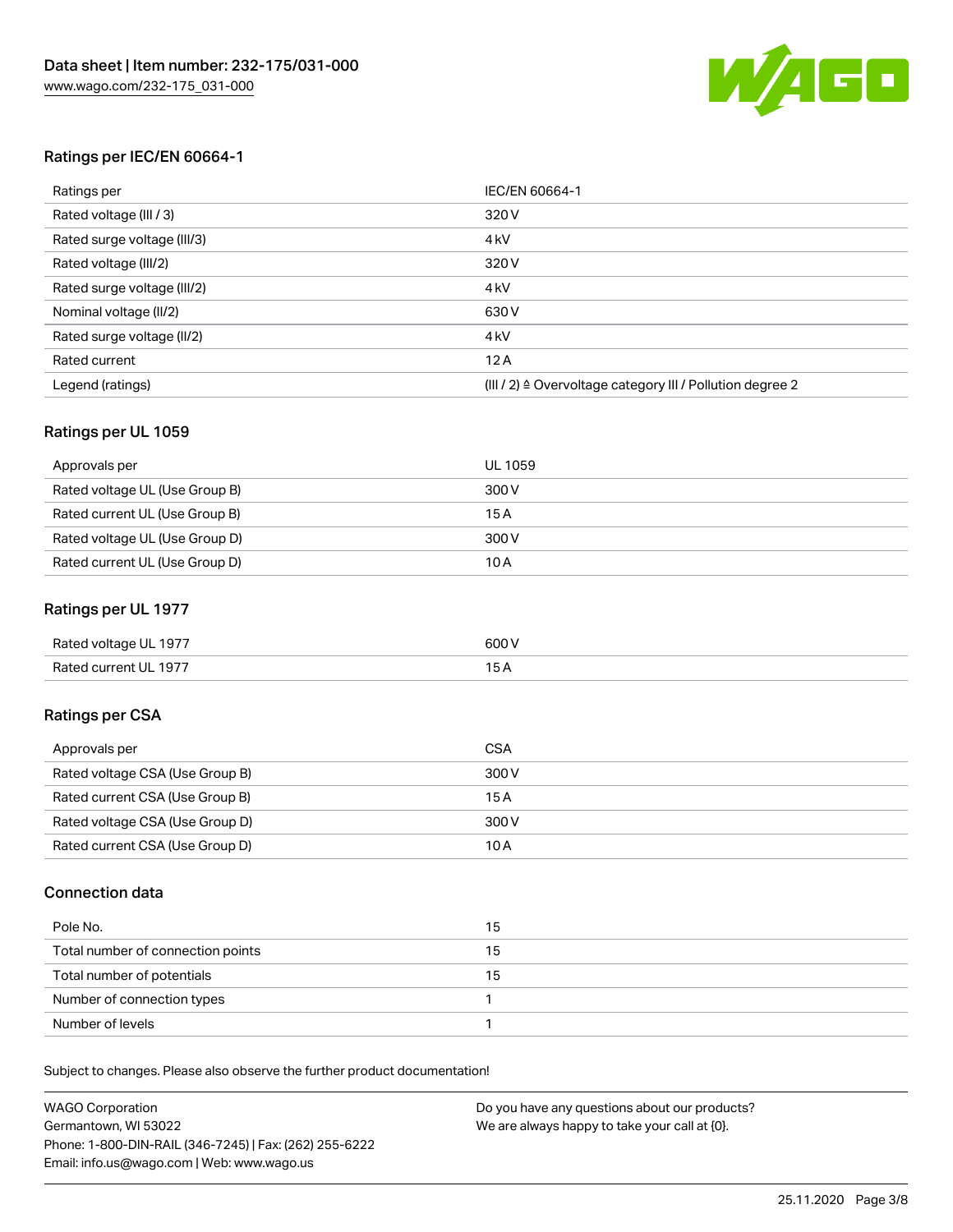## Ratings per IEC/EN 60664-1

| Ratings per | IEC/EN 60664-1 |
| --- | --- |
| Rated voltage (III / 3) | 320 V |
| Rated surge voltage (III/3) | 4 kV |
| Rated voltage (III/2) | 320 V |
| Rated surge voltage (III/2) | 4 kV |
| Nominal voltage (II/2) | 630 V |
| Rated surge voltage (II/2) | 4 kV |
| Rated current | 12 A |
| Legend (ratings) | (III / 2) ≙ Overvoltage category III / Pollution degree 2 |

## Ratings per UL 1059

| Approvals per | UL 1059 |
| --- | --- |
| Rated voltage UL (Use Group B) | 300 V |
| Rated current UL (Use Group B) | 15 A |
| Rated voltage UL (Use Group D) | 300 V |
| Rated current UL (Use Group D) | 10 A |

## Ratings per UL 1977

| Rated voltage UL 1977 | 600 V |
| --- | --- |
| Rated current UL 1977 | 15 A |

## Ratings per CSA

| Approvals per | CSA |
| --- | --- |
| Rated voltage CSA (Use Group B) | 300 V |
| Rated current CSA (Use Group B) | 15 A |
| Rated voltage CSA (Use Group D) | 300 V |
| Rated current CSA (Use Group D) | 10 A |

## Connection data

| Pole No. | 15 |
| --- | --- |
| Total number of connection points | 15 |
| Total number of potentials | 15 |
| Number of connection types | 1 |
| Number of levels | 1 |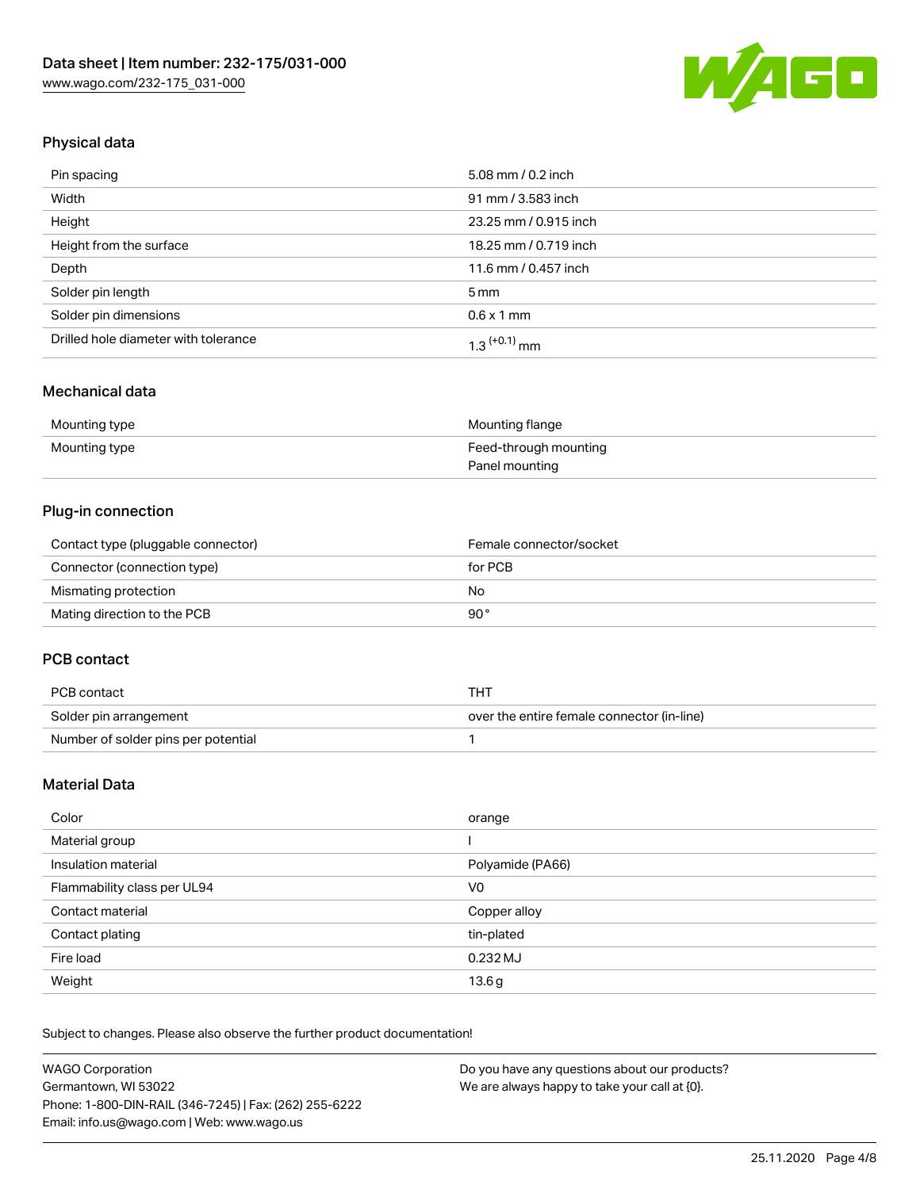## Physical data

| | |
|---|---|
| Pin spacing | 5.08 mm / 0.2 inch |
| Width | 91 mm / 3.583 inch |
| Height | 23.25 mm / 0.915 inch |
| Height from the surface | 18.25 mm / 0.719 inch |
| Depth | 11.6 mm / 0.457 inch |
| Solder pin length | 5 mm |
| Solder pin dimensions | 0.6 x 1 mm |
| Drilled hole diameter with tolerance | 1.3 $^{(+0.1)}$ mm |

## Mechanical data

| | |
|---|---|
| Mounting type | Mounting flange |
| Mounting type | Feed-through mounting<br>Panel mounting |

## Plug-in connection

| | |
|---|---|
| Contact type (pluggable connector) | Female connector/socket |
| Connector (connection type) | for PCB |
| Mismating protection | No |
| Mating direction to the PCB | 90 ° |

## PCB contact

| | |
|---|---|
| PCB contact | THT |
| Solder pin arrangement | over the entire female connector (in-line) |
| Number of solder pins per potential | 1 |

## Material Data

| | |
|---|---|
| Color | orange |
| Material group | I |
| Insulation material | Polyamide (PA66) |
| Flammability class per UL94 | V0 |
| Contact material | Copper alloy |
| Contact plating | tin-plated |
| Fire load | 0.232 MJ |
| Weight | 13.6 g |

Subject to changes. Please also observe the further product documentation!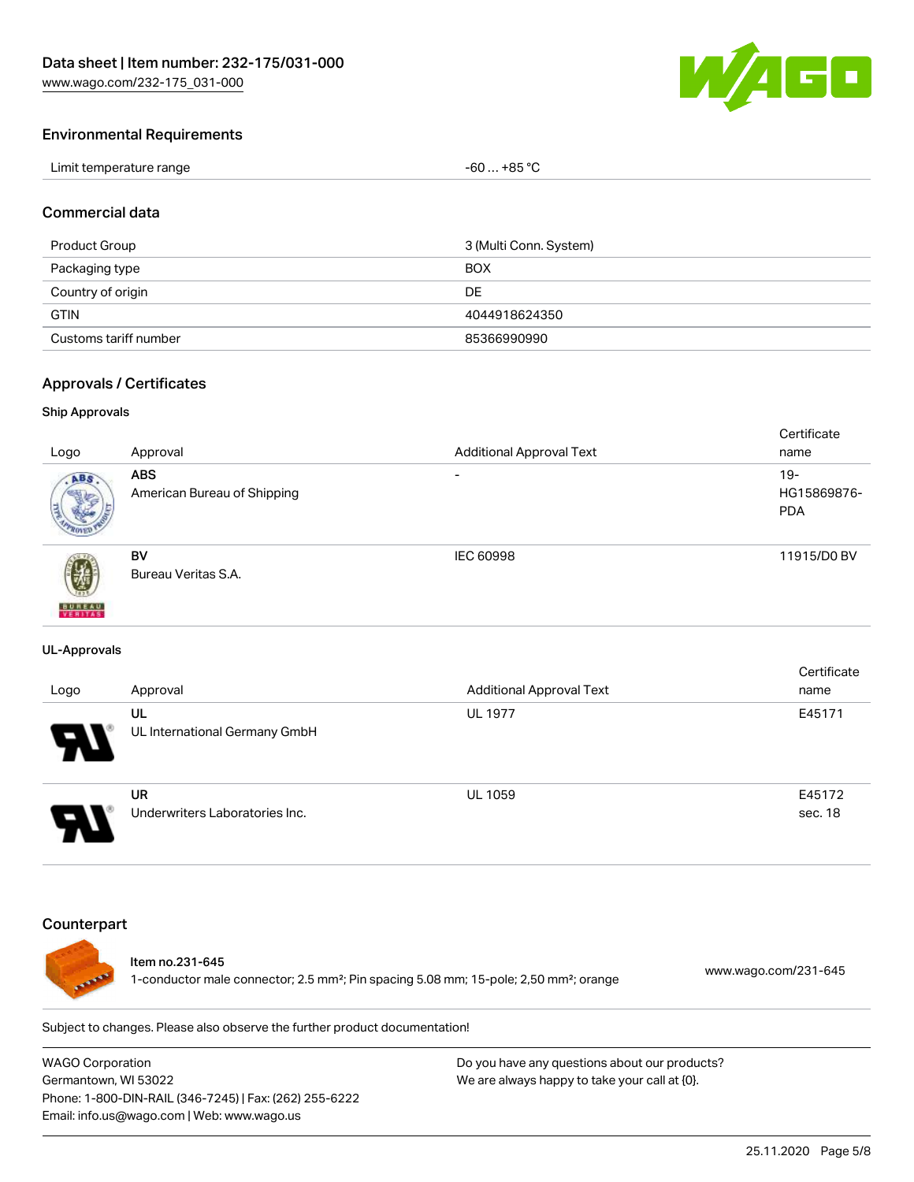## Environmental Requirements

| Limit temperature range | -60 … +85 °C |
| --- | --- |

## Commercial data

| Product Group | 3 (Multi Conn. System) |
| --- | --- |
| Packaging type | BOX |
| Country of origin | DE |
| GTIN | 4044918624350 |
| Customs tariff number | 85366990990 |

## Approvals / Certificates

### Ship Approvals

| Logo | Approval | Additional Approval Text | Certificate name |
| --- | --- | --- | --- |
| | **ABS** American Bureau of Shipping | - | 19-HG15869876-PDA |
| | **BV** Bureau Veritas S.A. | IEC 60998 | 11915/D0 BV |

### UL-Approvals

| Logo | Approval | Additional Approval Text | Certificate name |
| --- | --- | --- | --- |
| | **UL** UL International Germany GmbH | UL 1977 | E45171 |
| | **UR** Underwriters Laboratories Inc. | UL 1059 | E45172 sec. 18 |

## Counterpart

Item no.231-645
1-conductor male connector; 2.5 mm²; Pin spacing 5.08 mm; 15-pole; 2,50 mm²; orange
www.wago.com/231-645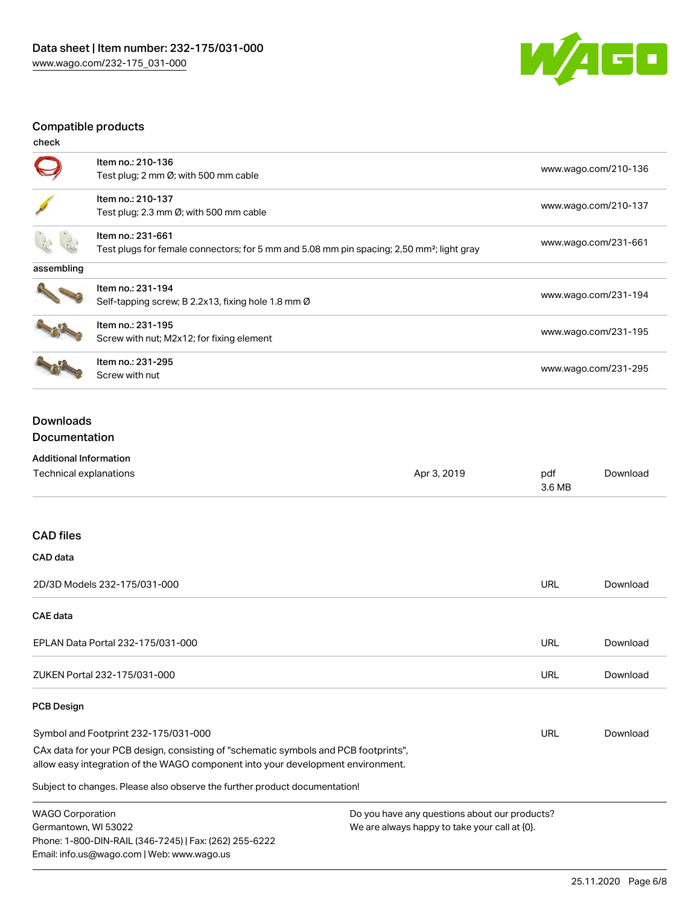## Compatible products

| check | | |
|---|---|---|
| | Item no.: 210-136<br>Test plug; 2 mm Ø; with 500 mm cable | www.wago.com/210-136 |
| | Item no.: 210-137<br>Test plug; 2.3 mm Ø; with 500 mm cable | www.wago.com/210-137 |
| | Item no.: 231-661<br>Test plugs for female connectors; for 5 mm and 5.08 mm pin spacing; 2,50 mm²; light gray | www.wago.com/231-661 |
| **assembling** | | |
| | Item no.: 231-194<br>Self-tapping screw; B 2.2x13, fixing hole 1.8 mm Ø | www.wago.com/231-194 |
| | Item no.: 231-195<br>Screw with nut; M2x12; for fixing element | www.wago.com/231-195 |
| | Item no.: 231-295<br>Screw with nut | www.wago.com/231-295 |

## Downloads

### Documentation

**Additional Information**

| | | | |
|---|---|---|---|
| Technical explanations | Apr 3, 2019 | pdf<br>3.6 MB | Download |

### CAD files

**CAD data**

| | | |
|---|---|---|
| 2D/3D Models 232-175/031-000 | URL | Download |

**CAE data**

| | | |
|---|---|---|
| EPLAN Data Portal 232-175/031-000 | URL | Download |
| ZUKEN Portal 232-175/031-000 | URL | Download |

**PCB Design**

| | | |
|---|---|---|
| Symbol and Footprint 232-175/031-000 | URL | Download |

CAx data for your PCB design, consisting of "schematic symbols and PCB footprints", allow easy integration of the WAGO component into your development environment.

Subject to changes. Please also observe the further product documentation!

WAGO Corporation
Germantown, WI 53022
Phone: 1-800-DIN-RAIL (346-7245) | Fax: (262) 255-6222
Email: info.us@wago.com | Web: www.wago.us

Do you have any questions about our products?
We are always happy to take your call at {0}.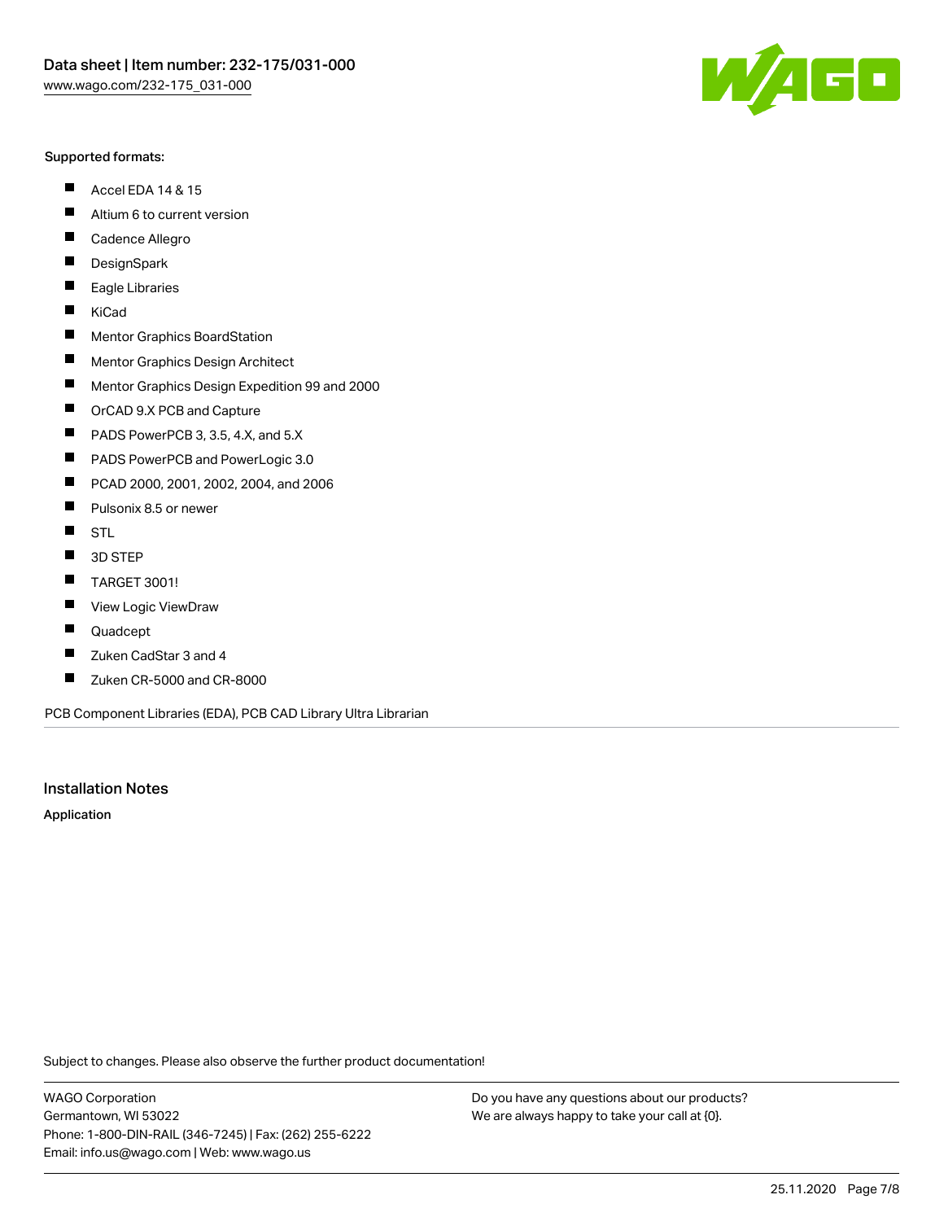Supported formats:

- Accel EDA 14 & 15
- Altium 6 to current version
- Cadence Allegro
- DesignSpark
- Eagle Libraries
- KiCad
- Mentor Graphics BoardStation
- Mentor Graphics Design Architect
- Mentor Graphics Design Expedition 99 and 2000
- OrCAD 9.X PCB and Capture
- PADS PowerPCB 3, 3.5, 4.X, and 5.X
- PADS PowerPCB and PowerLogic 3.0
- PCAD 2000, 2001, 2002, 2004, and 2006
- Pulsonix 8.5 or newer
- STL
- 3D STEP
- TARGET 3001!
- View Logic ViewDraw
- Quadcept
- Zuken CadStar 3 and 4
- Zuken CR-5000 and CR-8000

PCB Component Libraries (EDA), PCB CAD Library Ultra Librarian

## Installation Notes

**Application**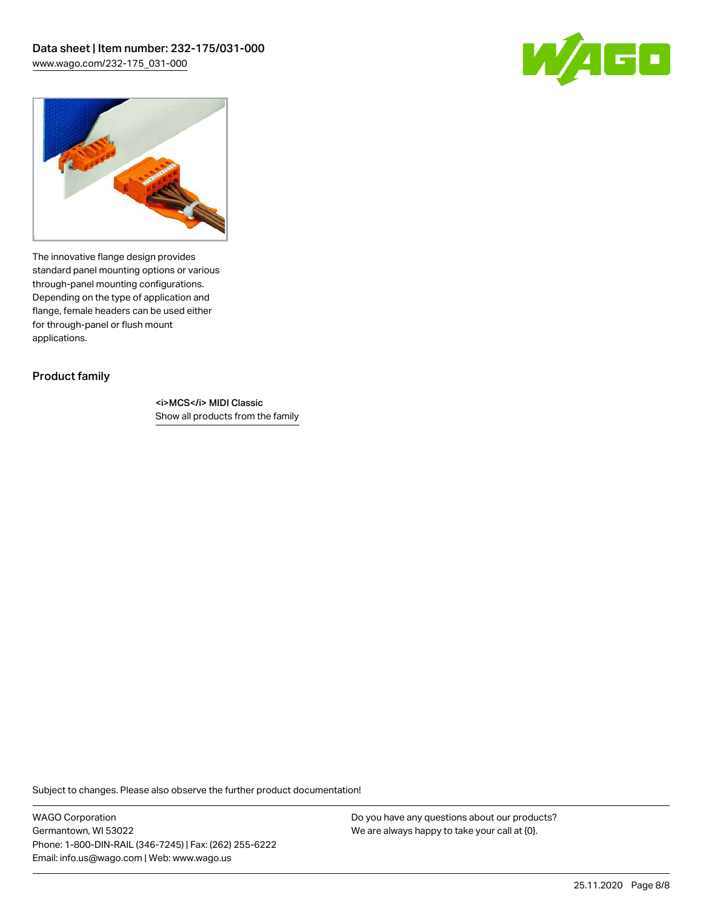The innovative flange design provides standard panel mounting options or various through-panel mounting configurations. Depending on the type of application and flange, female headers can be used either for through-panel or flush mount applications.

## Product family

<i>MCS</i> MIDI Classic
Show all products from the family

Subject to changes. Please also observe the further product documentation!

WAGO Corporation
Germantown, WI 53022
Phone: 1-800-DIN-RAIL (346-7245) | Fax: (262) 255-6222
Email: info.us@wago.com | Web: www.wago.us

Do you have any questions about our products?
We are always happy to take your call at {0}.